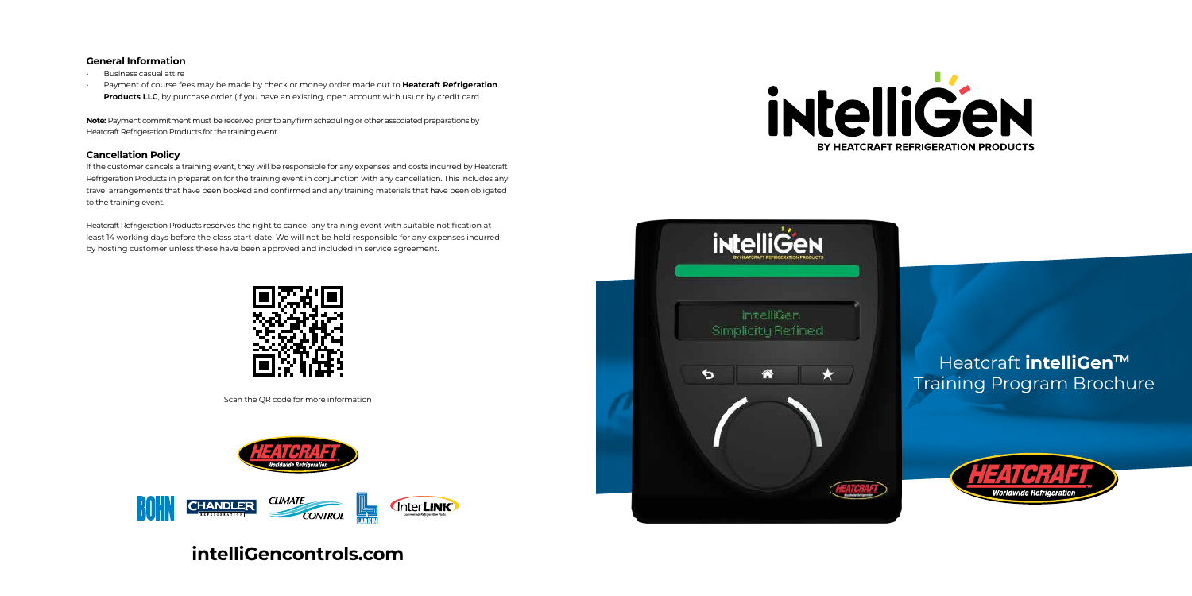### General Information

- Business casual attire
- Payment of course fees may be made by check or money order made out to **Heatcraft Refrigeration Products LLC**, by purchase order (if you have an existing, open account with us) or by credit card.

**Note:** Payment commitment must be received prior to any firm scheduling or other associated preparations by Heatcraft Refrigeration Products for the training event.

### Cancellation Policy

If the customer cancels a training event, they will be responsible for any expenses and costs incurred by Heatcraft Refrigeration Products in preparation for the training event in conjunction with any cancellation. This includes any travel arrangements that have been booked and confirmed and any training materials that have been obligated to the training event.

Heatcraft Refrigeration Products reserves the right to cancel any training event with suitable notification at least 14 working days before the class start-date. We will not be held responsible for any expenses incurred by hosting customer unless these have been approved and included in service agreement.

Scan the QR code for more information

**intelliGencontrols.com**

# intelliGen

BY HEATCRAFT REFRIGERATION PRODUCTS

## Heatcraft **intelliGen™** Training Program Brochure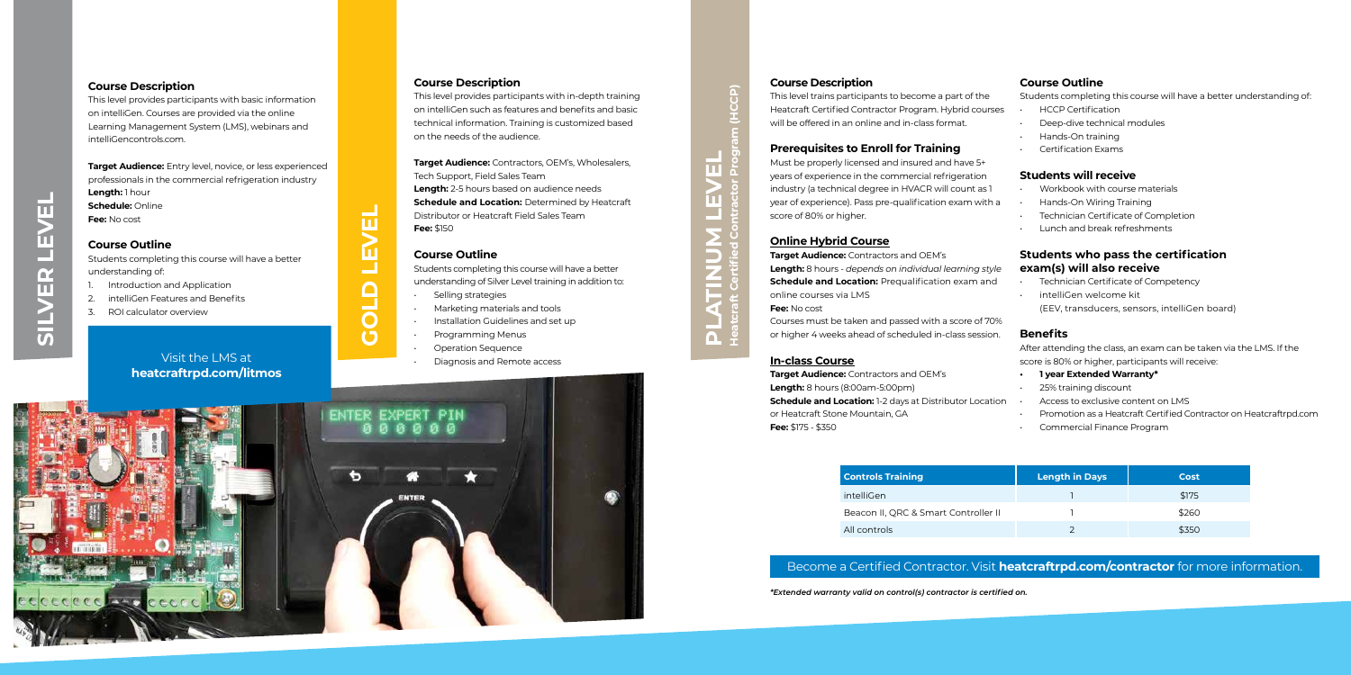# SILVER LEVEL

### Course Description

This level provides participants with basic information on intelliGen. Courses are provided via the online Learning Management System (LMS), webinars and intelliGencontrols.com.

**Target Audience:** Entry level, novice, or less experienced professionals in the commercial refrigeration industry
**Length:** 1 hour
**Schedule:** Online
**Fee:** No cost

### Course Outline

Students completing this course will have a better understanding of:

1. Introduction and Application
2. intelliGen Features and Benefits
3. ROI calculator overview

Visit the LMS at **heatcraftrpd.com/litmos**

# GOLD LEVEL

### Course Description

This level provides participants with in-depth training on intelliGen such as features and benefits and basic technical information. Training is customized based on the needs of the audience.

**Target Audience:** Contractors, OEM's, Wholesalers, Tech Support, Field Sales Team
**Length:** 2-5 hours based on audience needs
**Schedule and Location:** Determined by Heatcraft Distributor or Heatcraft Field Sales Team
**Fee:** $150

### Course Outline

Students completing this course will have a better understanding of Silver Level training in addition to:

- Selling strategies
- Marketing materials and tools
- Installation Guidelines and set up
- Programming Menus
- Operation Sequence
- Diagnosis and Remote access

# PLATINUM LEVEL

## Heatcraft Certified Contractor Program (HCCP)

### Course Description

This level trains participants to become a part of the Heatcraft Certified Contractor Program. Hybrid courses will be offered in an online and in-class format.

### Prerequisites to Enroll for Training

Must be properly licensed and insured and have 5+ years of experience in the commercial refrigeration industry (a technical degree in HVACR will count as 1 year of experience). Pass pre-qualification exam with a score of 80% or higher.

### Online Hybrid Course

**Target Audience:** Contractors and OEM's
**Length:** 8 hours - *depends on individual learning style*
**Schedule and Location:** Prequalification exam and online courses via LMS
**Fee:** No cost

Courses must be taken and passed with a score of 70% or higher 4 weeks ahead of scheduled in-class session.

### In-class Course

**Target Audience:** Contractors and OEM's
**Length:** 8 hours (8:00am-5:00pm)
**Schedule and Location:** 1-2 days at Distributor Location or Heatcraft Stone Mountain, GA
**Fee:** $175 - $350

### Course Outline

Students completing this course will have a better understanding of:

- HCCP Certification
- Deep-dive technical modules
- Hands-On training
- Certification Exams

### Students will receive

- Workbook with course materials
- Hands-On Wiring Training
- Technician Certificate of Completion
- Lunch and break refreshments

### Students who pass the certification exam(s) will also receive

- Technician Certificate of Competency
- intelliGen welcome kit (EEV, transducers, sensors, intelliGen board)

### Benefits

After attending the class, an exam can be taken via the LMS. If the score is 80% or higher, participants will receive:

- **1 year Extended Warranty***
- 25% training discount
- Access to exclusive content on LMS
- Promotion as a Heatcraft Certified Contractor on Heatcraftrpd.com
- Commercial Finance Program

| Controls Training | Length in Days | Cost |
|---|---|---|
| intelliGen | 1 | $175 |
| Beacon II, QRC & Smart Controller II | 1 | $260 |
| All controls | 2 | $350 |

Become a Certified Contractor. Visit **heatcraftrpd.com/contractor** for more information.

***Extended warranty valid on control(s) contractor is certified on.***